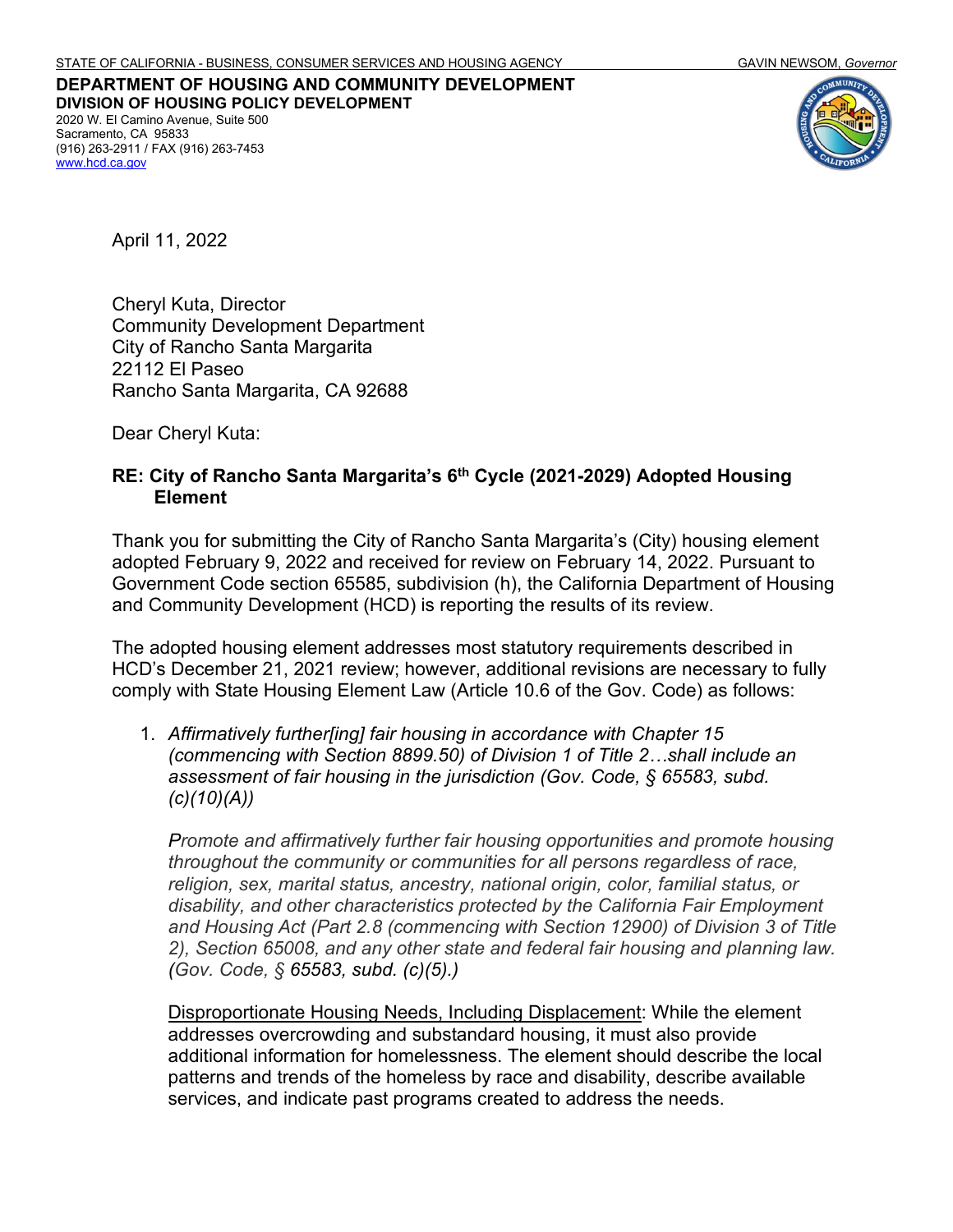STATE OF CALIFORNIA - BUSINESS, CONSUMER SERVICES AND HOUSING AGENCY GAVIN NEWSOM, *Governor*

**DEPARTMENT OF HOUSING AND COMMUNITY DEVELOPMENT**
**DIVISION OF HOUSING POLICY DEVELOPMENT**
2020 W. El Camino Avenue, Suite 500
Sacramento, CA 95833
(916) 263-2911 / FAX (916) 263-7453
www.hcd.ca.gov

April 11, 2022

Cheryl Kuta, Director
Community Development Department
City of Rancho Santa Margarita
22112 El Paseo
Rancho Santa Margarita, CA 92688

Dear Cheryl Kuta:

**RE: City of Rancho Santa Margarita's 6th Cycle (2021-2029) Adopted Housing Element**

Thank you for submitting the City of Rancho Santa Margarita's (City) housing element adopted February 9, 2022 and received for review on February 14, 2022. Pursuant to Government Code section 65585, subdivision (h), the California Department of Housing and Community Development (HCD) is reporting the results of its review.

The adopted housing element addresses most statutory requirements described in HCD's December 21, 2021 review; however, additional revisions are necessary to fully comply with State Housing Element Law (Article 10.6 of the Gov. Code) as follows:

1. *Affirmatively further[ing] fair housing in accordance with Chapter 15 (commencing with Section 8899.50) of Division 1 of Title 2…shall include an assessment of fair housing in the jurisdiction (Gov. Code, § 65583, subd. (c)(10)(A))*

   *Promote and affirmatively further fair housing opportunities and promote housing throughout the community or communities for all persons regardless of race, religion, sex, marital status, ancestry, national origin, color, familial status, or disability, and other characteristics protected by the California Fair Employment and Housing Act (Part 2.8 (commencing with Section 12900) of Division 3 of Title 2), Section 65008, and any other state and federal fair housing and planning law. (Gov. Code, § 65583, subd. (c)(5).)*

   Disproportionate Housing Needs, Including Displacement: While the element addresses overcrowding and substandard housing, it must also provide additional information for homelessness. The element should describe the local patterns and trends of the homeless by race and disability, describe available services, and indicate past programs created to address the needs.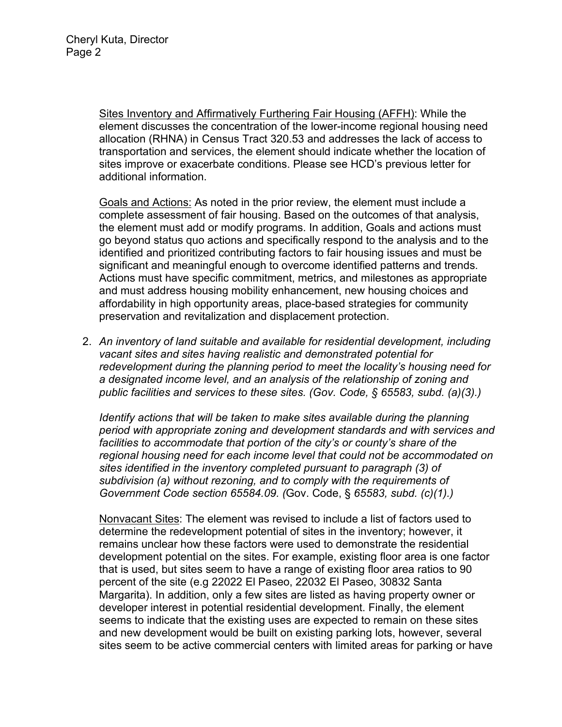Sites Inventory and Affirmatively Furthering Fair Housing (AFFH): While the element discusses the concentration of the lower-income regional housing need allocation (RHNA) in Census Tract 320.53 and addresses the lack of access to transportation and services, the element should indicate whether the location of sites improve or exacerbate conditions. Please see HCD's previous letter for additional information.

Goals and Actions: As noted in the prior review, the element must include a complete assessment of fair housing. Based on the outcomes of that analysis, the element must add or modify programs. In addition, Goals and actions must go beyond status quo actions and specifically respond to the analysis and to the identified and prioritized contributing factors to fair housing issues and must be significant and meaningful enough to overcome identified patterns and trends. Actions must have specific commitment, metrics, and milestones as appropriate and must address housing mobility enhancement, new housing choices and affordability in high opportunity areas, place-based strategies for community preservation and revitalization and displacement protection.

2. *An inventory of land suitable and available for residential development, including vacant sites and sites having realistic and demonstrated potential for redevelopment during the planning period to meet the locality's housing need for a designated income level, and an analysis of the relationship of zoning and public facilities and services to these sites. (Gov. Code, § 65583, subd. (a)(3).)*

   *Identify actions that will be taken to make sites available during the planning period with appropriate zoning and development standards and with services and facilities to accommodate that portion of the city's or county's share of the regional housing need for each income level that could not be accommodated on sites identified in the inventory completed pursuant to paragraph (3) of subdivision (a) without rezoning, and to comply with the requirements of Government Code section 65584.09. (*Gov. Code, § *65583, subd. (c)(1).)*

   Nonvacant Sites: The element was revised to include a list of factors used to determine the redevelopment potential of sites in the inventory; however, it remains unclear how these factors were used to demonstrate the residential development potential on the sites. For example, existing floor area is one factor that is used, but sites seem to have a range of existing floor area ratios to 90 percent of the site (e.g 22022 El Paseo, 22032 El Paseo, 30832 Santa Margarita). In addition, only a few sites are listed as having property owner or developer interest in potential residential development. Finally, the element seems to indicate that the existing uses are expected to remain on these sites and new development would be built on existing parking lots, however, several sites seem to be active commercial centers with limited areas for parking or have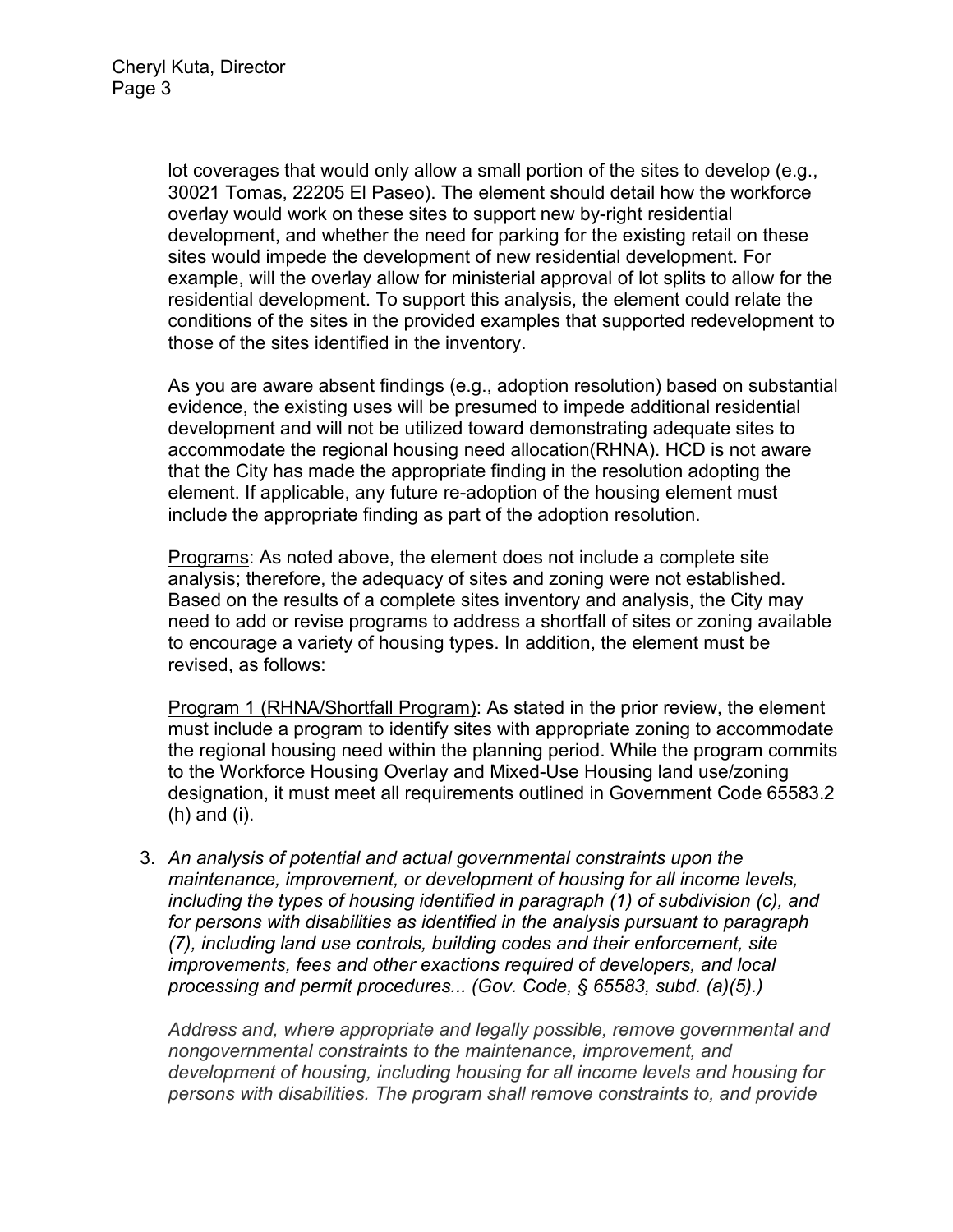lot coverages that would only allow a small portion of the sites to develop (e.g., 30021 Tomas, 22205 El Paseo). The element should detail how the workforce overlay would work on these sites to support new by-right residential development, and whether the need for parking for the existing retail on these sites would impede the development of new residential development. For example, will the overlay allow for ministerial approval of lot splits to allow for the residential development. To support this analysis, the element could relate the conditions of the sites in the provided examples that supported redevelopment to those of the sites identified in the inventory.

As you are aware absent findings (e.g., adoption resolution) based on substantial evidence, the existing uses will be presumed to impede additional residential development and will not be utilized toward demonstrating adequate sites to accommodate the regional housing need allocation(RHNA). HCD is not aware that the City has made the appropriate finding in the resolution adopting the element. If applicable, any future re-adoption of the housing element must include the appropriate finding as part of the adoption resolution.

<u>Programs</u>: As noted above, the element does not include a complete site analysis; therefore, the adequacy of sites and zoning were not established. Based on the results of a complete sites inventory and analysis, the City may need to add or revise programs to address a shortfall of sites or zoning available to encourage a variety of housing types. In addition, the element must be revised, as follows:

<u>Program 1 (RHNA/Shortfall Program)</u>: As stated in the prior review, the element must include a program to identify sites with appropriate zoning to accommodate the regional housing need within the planning period. While the program commits to the Workforce Housing Overlay and Mixed-Use Housing land use/zoning designation, it must meet all requirements outlined in Government Code 65583.2 (h) and (i).

3. *An analysis of potential and actual governmental constraints upon the maintenance, improvement, or development of housing for all income levels, including the types of housing identified in paragraph (1) of subdivision (c), and for persons with disabilities as identified in the analysis pursuant to paragraph (7), including land use controls, building codes and their enforcement, site improvements, fees and other exactions required of developers, and local processing and permit procedures... (Gov. Code, § 65583, subd. (a)(5).)*

   *Address and, where appropriate and legally possible, remove governmental and nongovernmental constraints to the maintenance, improvement, and development of housing, including housing for all income levels and housing for persons with disabilities. The program shall remove constraints to, and provide*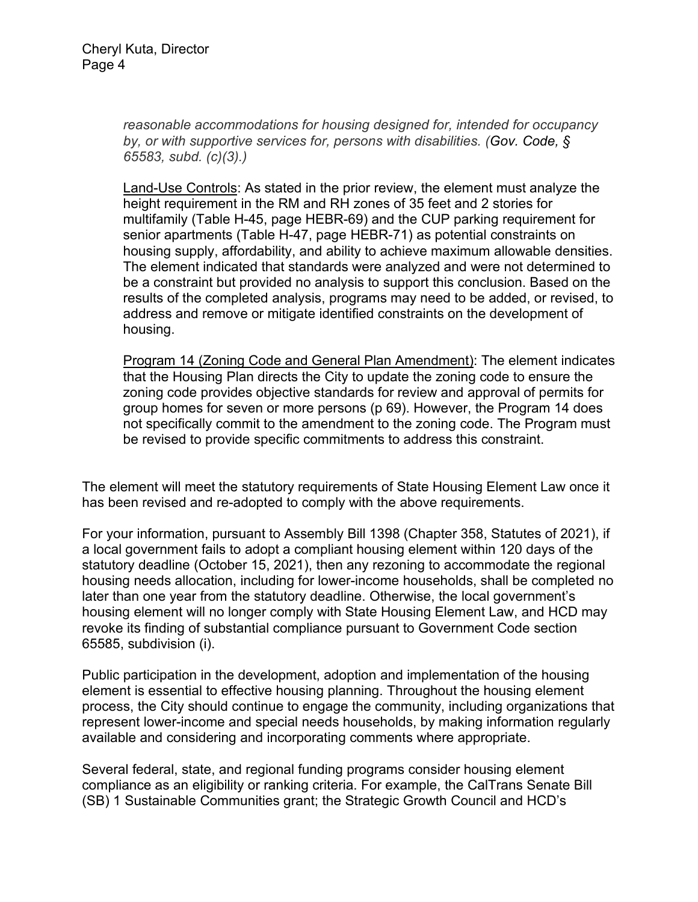*reasonable accommodations for housing designed for, intended for occupancy by, or with supportive services for, persons with disabilities. (**Gov. Code, § 65583, subd. (c)(3).**)*

Land-Use Controls: As stated in the prior review, the element must analyze the height requirement in the RM and RH zones of 35 feet and 2 stories for multifamily (Table H-45, page HEBR-69) and the CUP parking requirement for senior apartments (Table H-47, page HEBR-71) as potential constraints on housing supply, affordability, and ability to achieve maximum allowable densities. The element indicated that standards were analyzed and were not determined to be a constraint but provided no analysis to support this conclusion. Based on the results of the completed analysis, programs may need to be added, or revised, to address and remove or mitigate identified constraints on the development of housing.

Program 14 (Zoning Code and General Plan Amendment): The element indicates that the Housing Plan directs the City to update the zoning code to ensure the zoning code provides objective standards for review and approval of permits for group homes for seven or more persons (p 69). However, the Program 14 does not specifically commit to the amendment to the zoning code. The Program must be revised to provide specific commitments to address this constraint.

The element will meet the statutory requirements of State Housing Element Law once it has been revised and re-adopted to comply with the above requirements.

For your information, pursuant to Assembly Bill 1398 (Chapter 358, Statutes of 2021), if a local government fails to adopt a compliant housing element within 120 days of the statutory deadline (October 15, 2021), then any rezoning to accommodate the regional housing needs allocation, including for lower-income households, shall be completed no later than one year from the statutory deadline. Otherwise, the local government's housing element will no longer comply with State Housing Element Law, and HCD may revoke its finding of substantial compliance pursuant to Government Code section 65585, subdivision (i).

Public participation in the development, adoption and implementation of the housing element is essential to effective housing planning. Throughout the housing element process, the City should continue to engage the community, including organizations that represent lower-income and special needs households, by making information regularly available and considering and incorporating comments where appropriate.

Several federal, state, and regional funding programs consider housing element compliance as an eligibility or ranking criteria. For example, the CalTrans Senate Bill (SB) 1 Sustainable Communities grant; the Strategic Growth Council and HCD's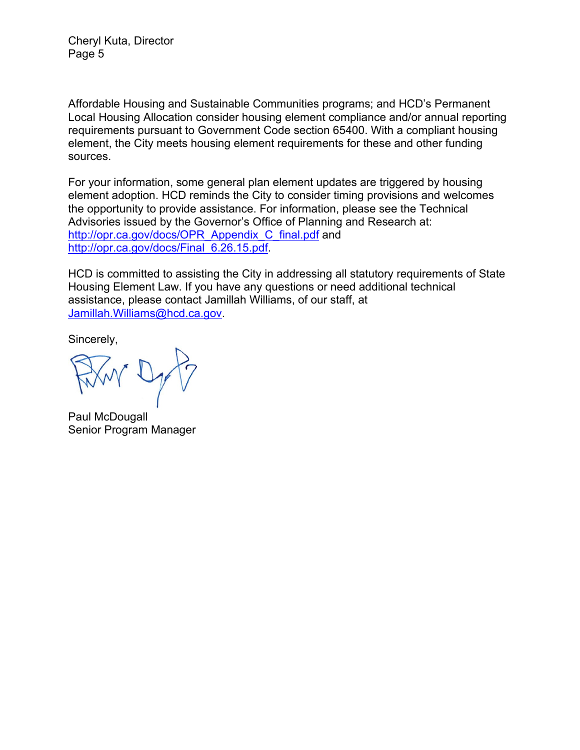Affordable Housing and Sustainable Communities programs; and HCD's Permanent Local Housing Allocation consider housing element compliance and/or annual reporting requirements pursuant to Government Code section 65400. With a compliant housing element, the City meets housing element requirements for these and other funding sources.

For your information, some general plan element updates are triggered by housing element adoption. HCD reminds the City to consider timing provisions and welcomes the opportunity to provide assistance. For information, please see the Technical Advisories issued by the Governor's Office of Planning and Research at: http://opr.ca.gov/docs/OPR_Appendix_C_final.pdf and http://opr.ca.gov/docs/Final_6.26.15.pdf.

HCD is committed to assisting the City in addressing all statutory requirements of State Housing Element Law. If you have any questions or need additional technical assistance, please contact Jamillah Williams, of our staff, at Jamillah.Williams@hcd.ca.gov.

Sincerely,

Paul McDougall
Senior Program Manager